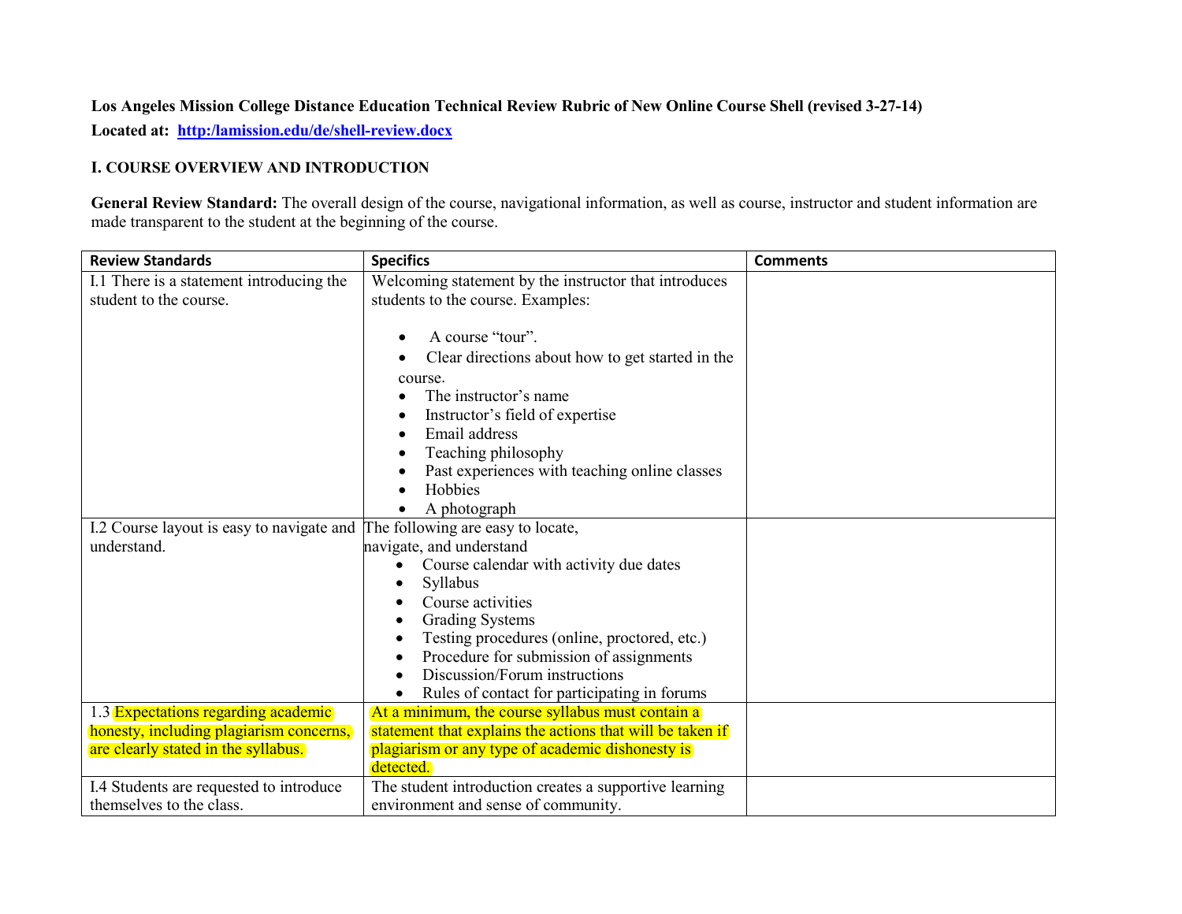**Los Angeles Mission College Distance Education Technical Review Rubric of New Online Course Shell (revised 3-27-14)**

**Located at: http:/lamission.edu/de/shell-review.docx**

## I. COURSE OVERVIEW AND INTRODUCTION

**General Review Standard:** The overall design of the course, navigational information, as well as course, instructor and student information are made transparent to the student at the beginning of the course.

| Review Standards | Specifics | Comments |
|---|---|---|
| I.1 There is a statement introducing the student to the course. | Welcoming statement by the instructor that introduces students to the course. Examples:<br><br>• A course "tour".<br>• Clear directions about how to get started in the course.<br>• The instructor's name<br>• Instructor's field of expertise<br>• Email address<br>• Teaching philosophy<br>• Past experiences with teaching online classes<br>• Hobbies<br>• A photograph | |
| I.2 Course layout is easy to navigate and understand. | The following are easy to locate, navigate, and understand<br>• Course calendar with activity due dates<br>• Syllabus<br>• Course activities<br>• Grading Systems<br>• Testing procedures (online, proctored, etc.)<br>• Procedure for submission of assignments<br>• Discussion/Forum instructions<br>• Rules of contact for participating in forums | |
| 1.3 Expectations regarding academic honesty, including plagiarism concerns, are clearly stated in the syllabus. | At a minimum, the course syllabus must contain a statement that explains the actions that will be taken if plagiarism or any type of academic dishonesty is detected. | |
| I.4 Students are requested to introduce themselves to the class. | The student introduction creates a supportive learning environment and sense of community. | |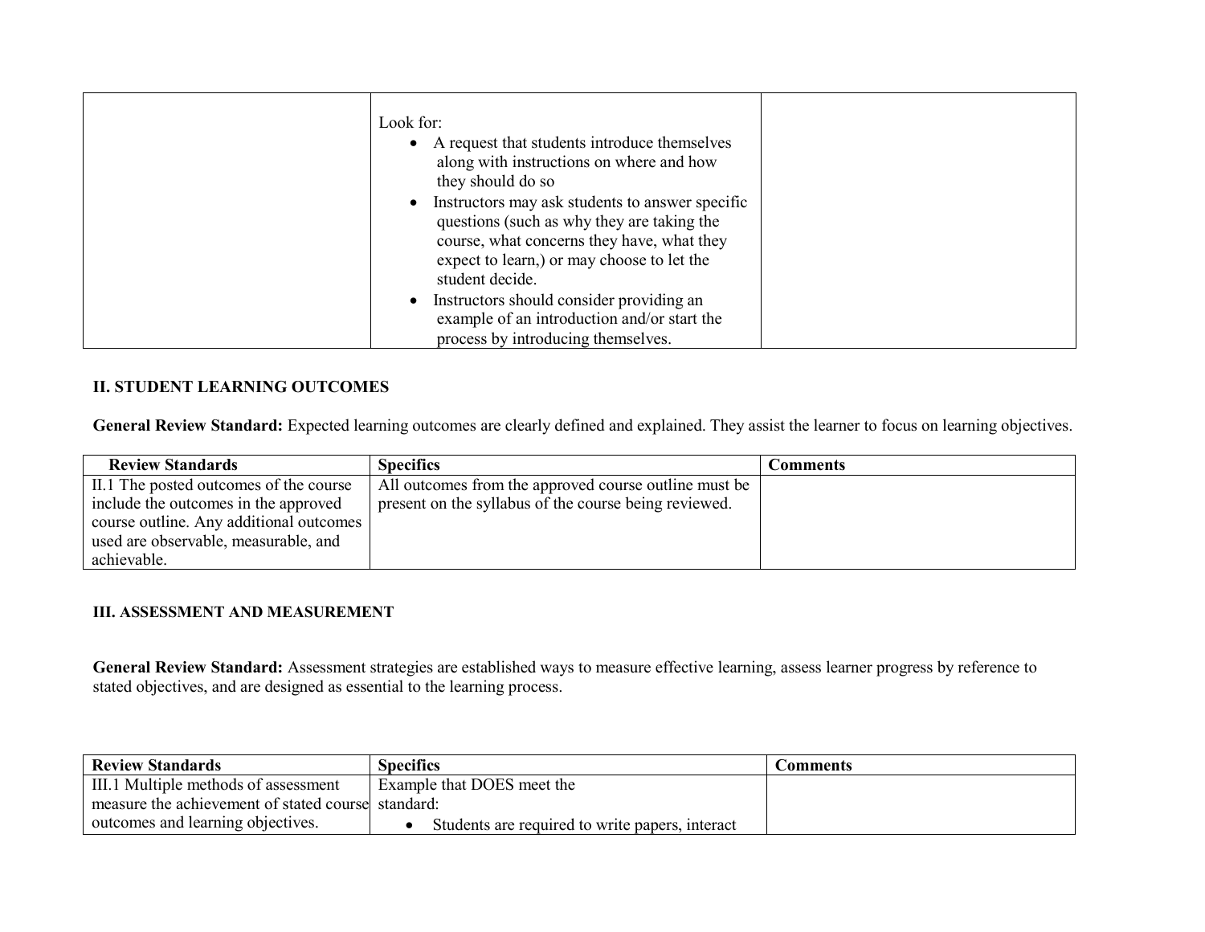| | | |
|---|---|---|
| | Look for:<br>• A request that students introduce themselves along with instructions on where and how they should do so<br>• Instructors may ask students to answer specific questions (such as why they are taking the course, what concerns they have, what they expect to learn,) or may choose to let the student decide.<br>• Instructors should consider providing an example of an introduction and/or start the process by introducing themselves. | |

**II. STUDENT LEARNING OUTCOMES**

**General Review Standard:** Expected learning outcomes are clearly defined and explained. They assist the learner to focus on learning objectives.

| Review Standards | Specifics | Comments |
|---|---|---|
| II.1 The posted outcomes of the course include the outcomes in the approved course outline. Any additional outcomes used are observable, measurable, and achievable. | All outcomes from the approved course outline must be present on the syllabus of the course being reviewed. | |

**III. ASSESSMENT AND MEASUREMENT**

**General Review Standard:** Assessment strategies are established ways to measure effective learning, assess learner progress by reference to stated objectives, and are designed as essential to the learning process.

| Review Standards | Specifics | Comments |
|---|---|---|
| III.1 Multiple methods of assessment measure the achievement of stated course outcomes and learning objectives. | Example that DOES meet the standard:<br>• Students are required to write papers, interact | |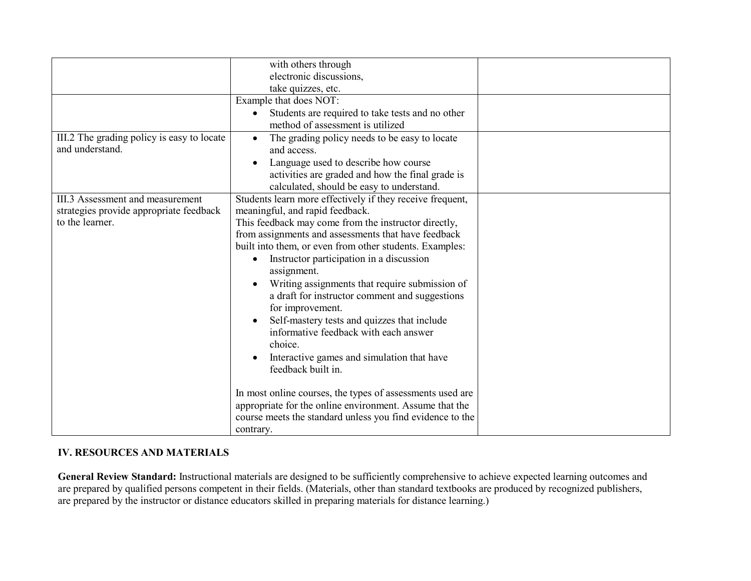| | | |
|---|---|---|
| | with others through electronic discussions, take quizzes, etc. | |
| | Example that does NOT:<br>• Students are required to take tests and no other method of assessment is utilized | |
| III.2 The grading policy is easy to locate and understand. | • The grading policy needs to be easy to locate and access.<br>• Language used to describe how course activities are graded and how the final grade is calculated, should be easy to understand. | |
| III.3 Assessment and measurement strategies provide appropriate feedback to the learner. | Students learn more effectively if they receive frequent, meaningful, and rapid feedback.<br>This feedback may come from the instructor directly, from assignments and assessments that have feedback built into them, or even from other students. Examples:<br>• Instructor participation in a discussion assignment.<br>• Writing assignments that require submission of a draft for instructor comment and suggestions for improvement.<br>• Self-mastery tests and quizzes that include informative feedback with each answer choice.<br>• Interactive games and simulation that have feedback built in.<br><br>In most online courses, the types of assessments used are appropriate for the online environment. Assume that the course meets the standard unless you find evidence to the contrary. | |

## IV. RESOURCES AND MATERIALS

**General Review Standard:** Instructional materials are designed to be sufficiently comprehensive to achieve expected learning outcomes and are prepared by qualified persons competent in their fields. (Materials, other than standard textbooks are produced by recognized publishers, are prepared by the instructor or distance educators skilled in preparing materials for distance learning.)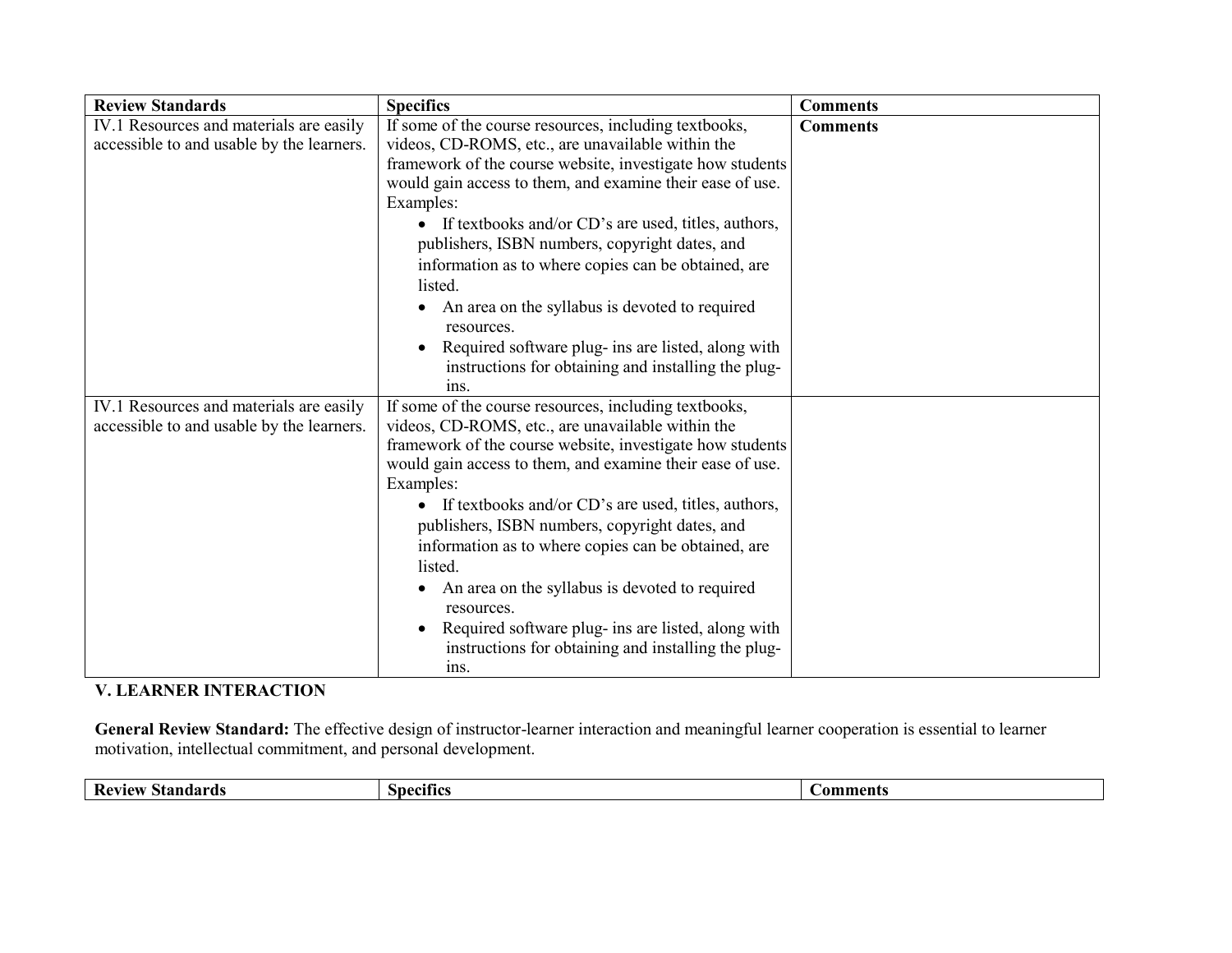| Review Standards | Specifics | Comments |
|---|---|---|
| IV.1 Resources and materials are easily accessible to and usable by the learners. | If some of the course resources, including textbooks, videos, CD-ROMS, etc., are unavailable within the framework of the course website, investigate how students would gain access to them, and examine their ease of use. Examples: <br>• If textbooks and/or CD's are used, titles, authors, publishers, ISBN numbers, copyright dates, and information as to where copies can be obtained, are listed. <br>• An area on the syllabus is devoted to required resources. <br>• Required software plug- ins are listed, along with instructions for obtaining and installing the plug-ins. | **Comments** |
| IV.1 Resources and materials are easily accessible to and usable by the learners. | If some of the course resources, including textbooks, videos, CD-ROMS, etc., are unavailable within the framework of the course website, investigate how students would gain access to them, and examine their ease of use. Examples: <br>• If textbooks and/or CD's are used, titles, authors, publishers, ISBN numbers, copyright dates, and information as to where copies can be obtained, are listed. <br>• An area on the syllabus is devoted to required resources. <br>• Required software plug- ins are listed, along with instructions for obtaining and installing the plug-ins. | |

## V. LEARNER INTERACTION

**General Review Standard:** The effective design of instructor-learner interaction and meaningful learner cooperation is essential to learner motivation, intellectual commitment, and personal development.

| Review Standards | Specifics | Comments |
|---|---|---|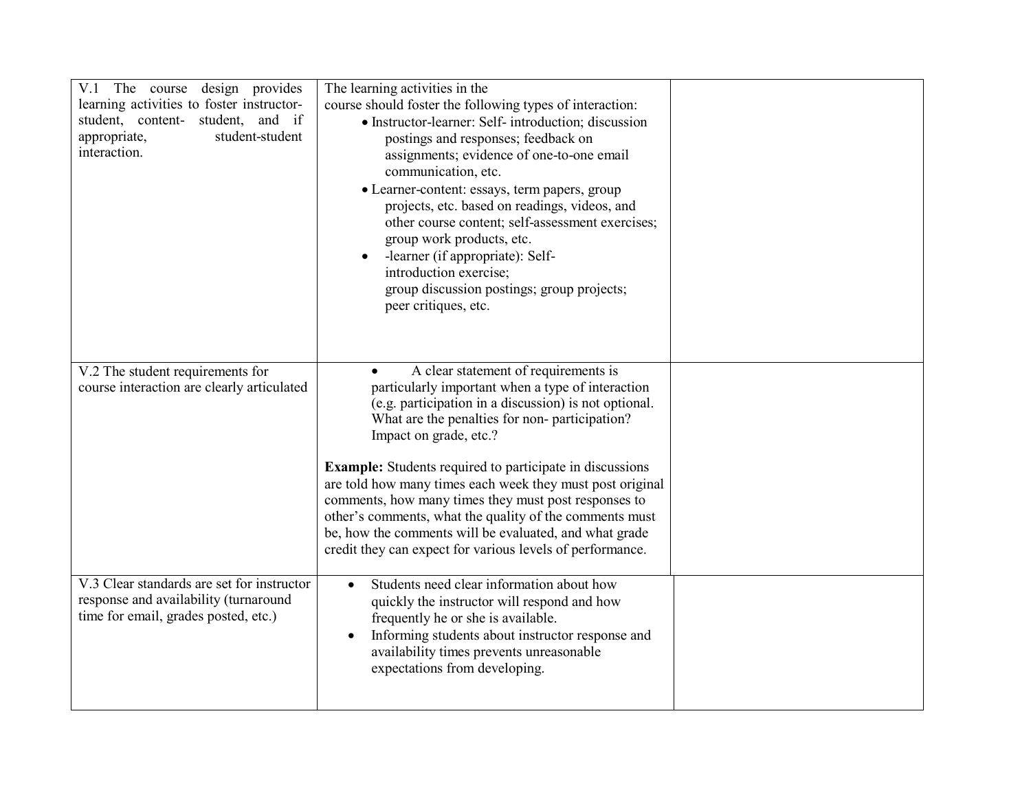| | | |
|---|---|---|
| V.1 The course design provides learning activities to foster instructor-student, content- student, and if appropriate, student-student interaction. | The learning activities in the course should foster the following types of interaction:<br>• Instructor-learner: Self- introduction; discussion postings and responses; feedback on assignments; evidence of one-to-one email communication, etc.<br>• Learner-content: essays, term papers, group projects, etc. based on readings, videos, and other course content; self-assessment exercises; group work products, etc.<br>• -learner (if appropriate): Self- introduction exercise; group discussion postings; group projects; peer critiques, etc. | |
| V.2 The student requirements for course interaction are clearly articulated | • A clear statement of requirements is particularly important when a type of interaction (e.g. participation in a discussion) is not optional. What are the penalties for non- participation? Impact on grade, etc.?<br><br>**Example:** Students required to participate in discussions are told how many times each week they must post original comments, how many times they must post responses to other's comments, what the quality of the comments must be, how the comments will be evaluated, and what grade credit they can expect for various levels of performance. | |
| V.3 Clear standards are set for instructor response and availability (turnaround time for email, grades posted, etc.) | • Students need clear information about how quickly the instructor will respond and how frequently he or she is available.<br>• Informing students about instructor response and availability times prevents unreasonable expectations from developing. | |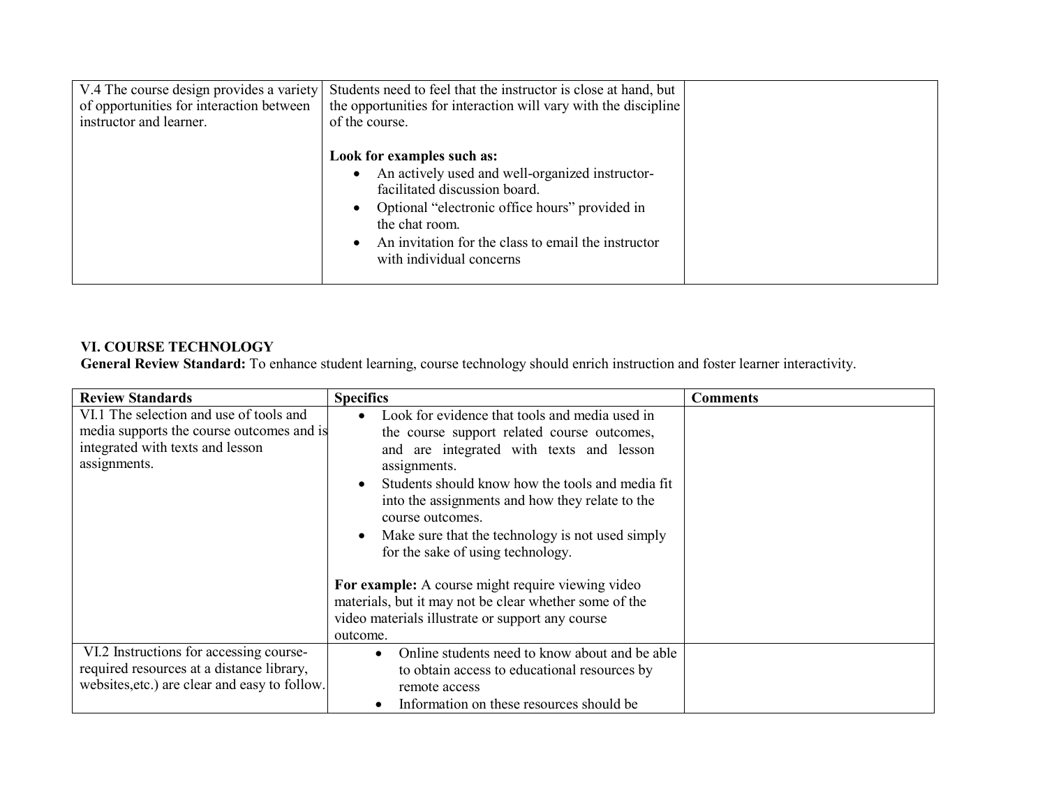| | | |
|---|---|---|
| V.4 The course design provides a variety of opportunities for interaction between instructor and learner. | Students need to feel that the instructor is close at hand, but the opportunities for interaction will vary with the discipline of the course.<br><br>**Look for examples such as:**<br>• An actively used and well-organized instructor-facilitated discussion board.<br>• Optional "electronic office hours" provided in the chat room.<br>• An invitation for the class to email the instructor with individual concerns | |

**VI. COURSE TECHNOLOGY**

**General Review Standard:** To enhance student learning, course technology should enrich instruction and foster learner interactivity.

| Review Standards | Specifics | Comments |
|---|---|---|
| VI.1 The selection and use of tools and media supports the course outcomes and is integrated with texts and lesson assignments. | • Look for evidence that tools and media used in the course support related course outcomes, and are integrated with texts and lesson assignments.<br>• Students should know how the tools and media fit into the assignments and how they relate to the course outcomes.<br>• Make sure that the technology is not used simply for the sake of using technology.<br><br>**For example:** A course might require viewing video materials, but it may not be clear whether some of the video materials illustrate or support any course outcome. | |
| VI.2 Instructions for accessing course-required resources at a distance library, websites,etc.) are clear and easy to follow. | • Online students need to know about and be able to obtain access to educational resources by remote access<br>• Information on these resources should be | |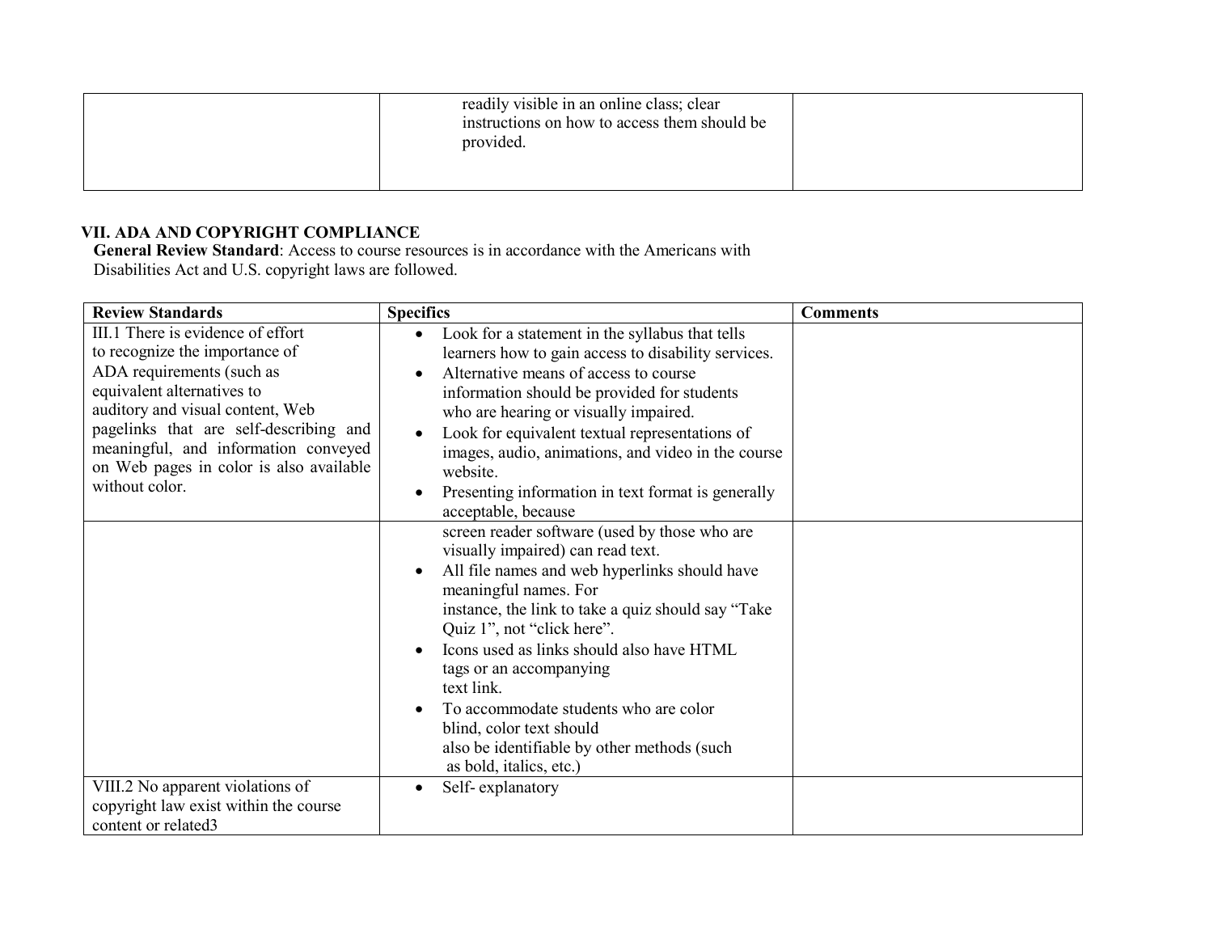| | | |
|---|---|---|
| | readily visible in an online class; clear instructions on how to access them should be provided. | |

**VII. ADA AND COPYRIGHT COMPLIANCE**

**General Review Standard**: Access to course resources is in accordance with the Americans with Disabilities Act and U.S. copyright laws are followed.

| **Review Standards** | **Specifics** | **Comments** |
|---|---|---|
| III.1 There is evidence of effort to recognize the importance of ADA requirements (such as equivalent alternatives to auditory and visual content, Web pagelinks that are self-describing and meaningful, and information conveyed on Web pages in color is also available without color. | • Look for a statement in the syllabus that tells learners how to gain access to disability services.<br>• Alternative means of access to course information should be provided for students who are hearing or visually impaired.<br>• Look for equivalent textual representations of images, audio, animations, and video in the course website.<br>• Presenting information in text format is generally acceptable, because | |
| | screen reader software (used by those who are visually impaired) can read text.<br>• All file names and web hyperlinks should have meaningful names. For instance, the link to take a quiz should say "Take Quiz 1", not "click here".<br>• Icons used as links should also have HTML tags or an accompanying text link.<br>• To accommodate students who are color blind, color text should also be identifiable by other methods (such as bold, italics, etc.) | |
| VIII.2 No apparent violations of copyright law exist within the course content or related3 | • Self- explanatory | |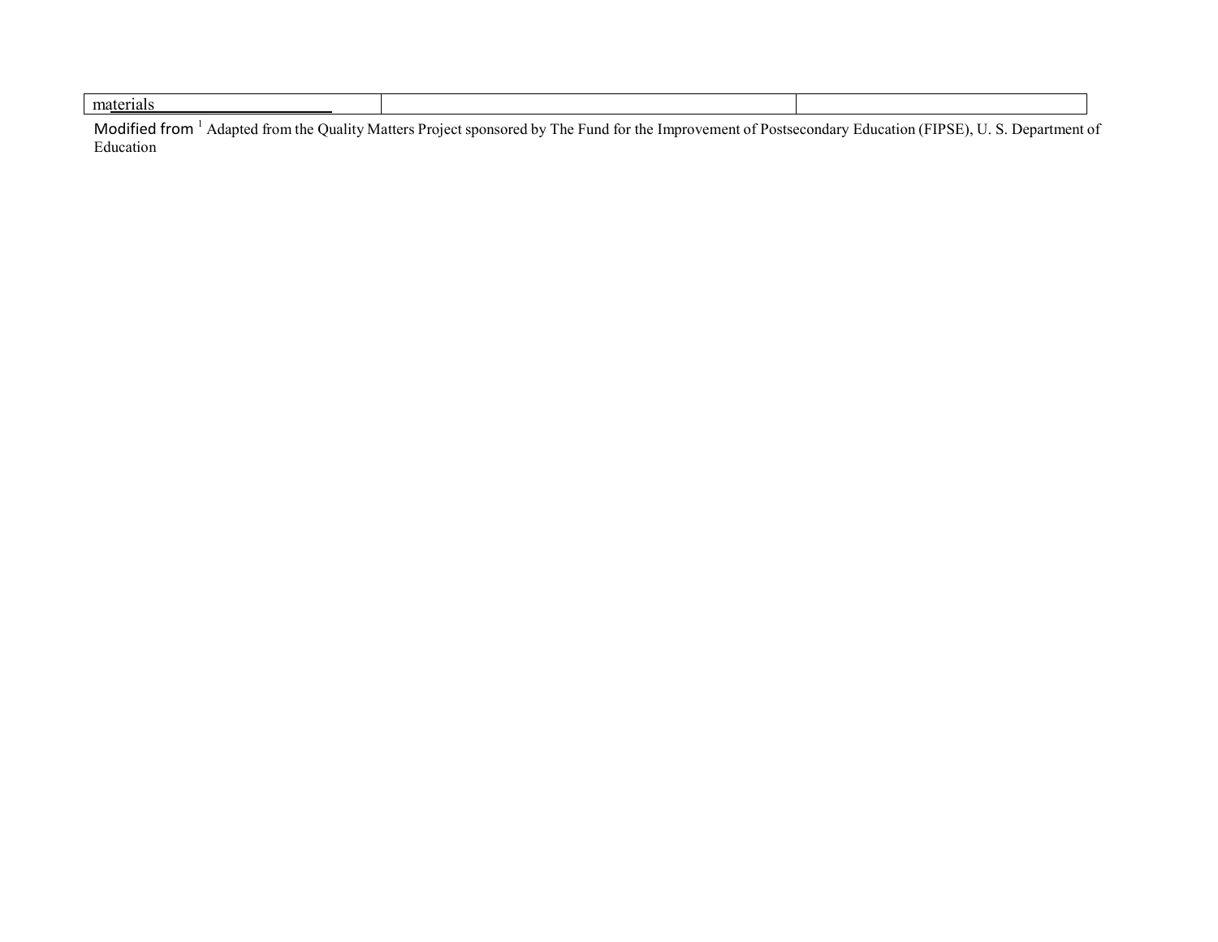| | | |
|---|---|---|
| materials | | |

Modified from [1] Adapted from the Quality Matters Project sponsored by The Fund for the Improvement of Postsecondary Education (FIPSE), U. S. Department of Education